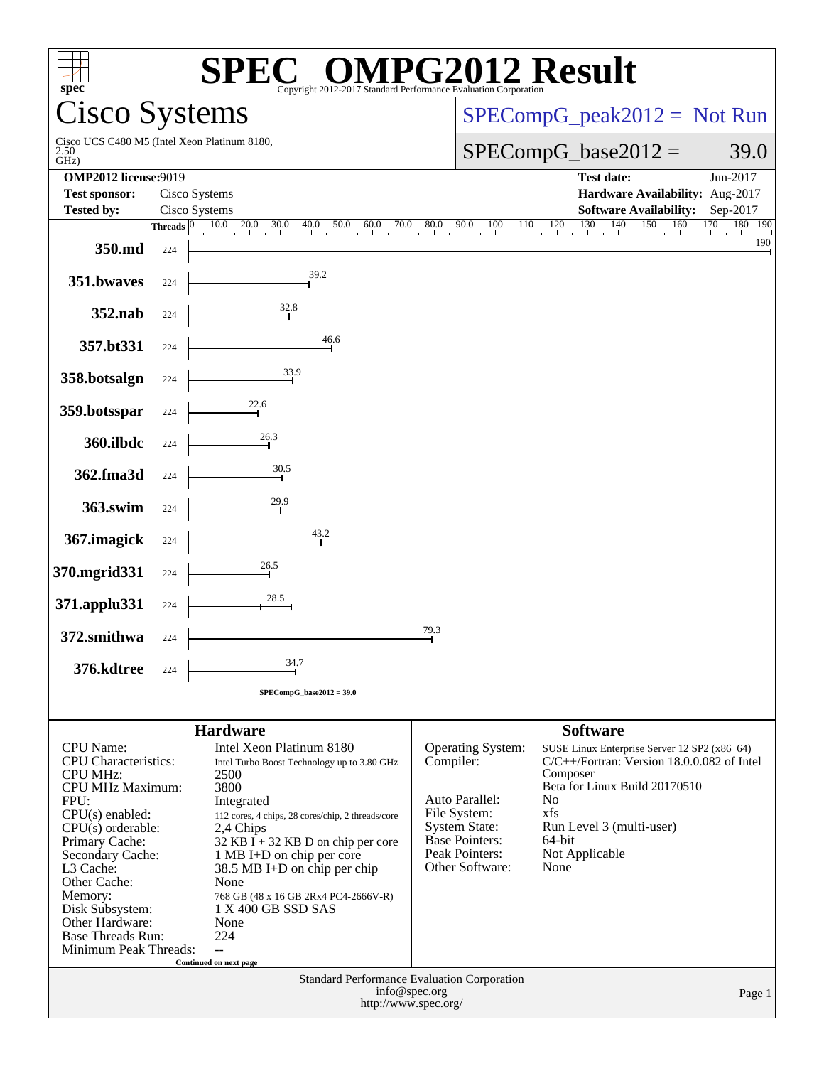# SPEC® OMPG2012 Result

Copyright 2012-2017 Standard Performance Evaluation Corporation

## Cisco Systems

Cisco UCS C480 M5 (Intel Xeon Platinum 8180, 2.50 GHz)

SPECompG_peak2012 = Not Run

SPECompG_base2012 = 39.0

| | | | |
|---|---|---|---|
| **OMP2012 license:** | 9019 | **Test date:** | Jun-2017 |
| **Test sponsor:** | Cisco Systems | **Hardware Availability:** | Aug-2017 |
| **Tested by:** | Cisco Systems | **Software Availability:** | Sep-2017 |

| Benchmark | Threads | Base Ratio |
|---|---|---|
| 350.md | 224 | 190 |
| 351.bwaves | 224 | 39.2 |
| 352.nab | 224 | 32.8 |
| 357.bt331 | 224 | 46.6 |
| 358.botsalgn | 224 | 33.9 |
| 359.botsspar | 224 | 22.6 |
| 360.ilbdc | 224 | 26.3 |
| 362.fma3d | 224 | 30.5 |
| 363.swim | 224 | 29.9 |
| 367.imagick | 224 | 43.2 |
| 370.mgrid331 | 224 | 26.5 |
| 371.applu331 | 224 | 28.5 |
| 372.smithwa | 224 | 79.3 |
| 376.kdtree | 224 | 34.7 |

SPECompG_base2012 = 39.0

### Hardware

| | |
|---|---|
| CPU Name: | Intel Xeon Platinum 8180 |
| CPU Characteristics: | Intel Turbo Boost Technology up to 3.80 GHz |
| CPU MHz: | 2500 |
| CPU MHz Maximum: | 3800 |
| FPU: | Integrated |
| CPU(s) enabled: | 112 cores, 4 chips, 28 cores/chip, 2 threads/core |
| CPU(s) orderable: | 2,4 Chips |
| Primary Cache: | 32 KB I + 32 KB D on chip per core |
| Secondary Cache: | 1 MB I+D on chip per core |
| L3 Cache: | 38.5 MB I+D on chip per chip |
| Other Cache: | None |
| Memory: | 768 GB (48 x 16 GB 2Rx4 PC4-2666V-R) |
| Disk Subsystem: | 1 X 400 GB SSD SAS |
| Other Hardware: | None |
| Base Threads Run: | 224 |
| Minimum Peak Threads: | -- |

Continued on next page

### Software

| | |
|---|---|
| Operating System: | SUSE Linux Enterprise Server 12 SP2 (x86_64) |
| Compiler: | C/C++/Fortran: Version 18.0.0.082 of Intel Composer Beta for Linux Build 20170510 |
| Auto Parallel: | No |
| File System: | xfs |
| System State: | Run Level 3 (multi-user) |
| Base Pointers: | 64-bit |
| Peak Pointers: | Not Applicable |
| Other Software: | None |

Standard Performance Evaluation Corporation
info@spec.org
http://www.spec.org/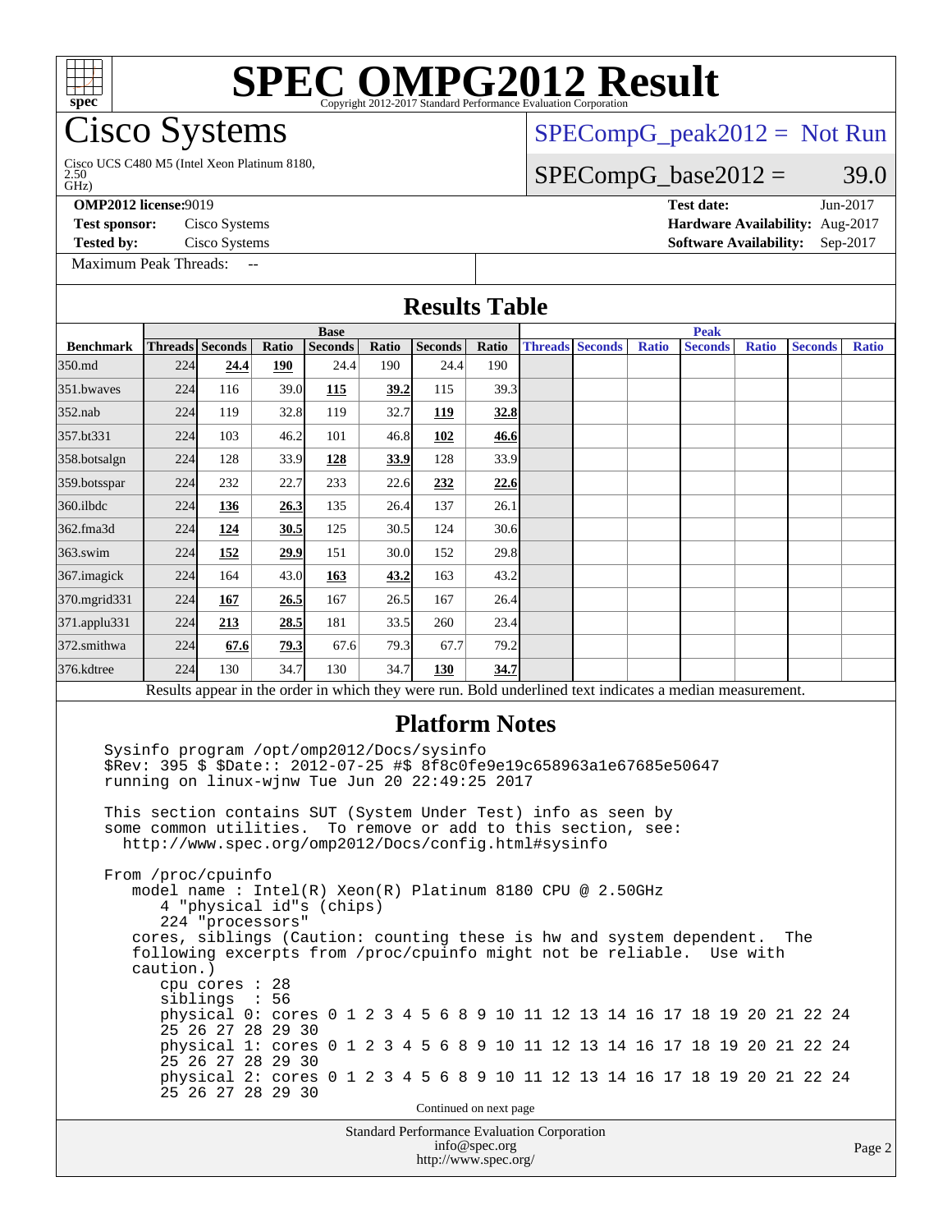# SPEC OMPG2012 Result

Copyright 2012-2017 Standard Performance Evaluation Corporation

## Cisco Systems

Cisco UCS C480 M5 (Intel Xeon Platinum 8180, 2.50 GHz)

SPECompG_peak2012 = Not Run

SPECompG_base2012 = 39.0

**OMP2012 license:** 9019
**Test sponsor:** Cisco Systems
**Tested by:** Cisco Systems
Maximum Peak Threads: --

**Test date:** Jun-2017
**Hardware Availability:** Aug-2017
**Software Availability:** Sep-2017

## Results Table

| Benchmark | Base | | | | | | | Peak | | | | | | |
|---|---|---|---|---|---|---|---|---|---|---|---|---|---|---|
| | Threads | Seconds | Ratio | Seconds | Ratio | Seconds | Ratio | Threads | Seconds | Ratio | Seconds | Ratio | Seconds | Ratio |
| 350.md | 224 | **24.4** | **190** | 24.4 | 190 | 24.4 | 190 | | | | | | | |
| 351.bwaves | 224 | 116 | 39.0 | **115** | **39.2** | 115 | 39.3 | | | | | | | |
| 352.nab | 224 | 119 | 32.8 | 119 | 32.7 | **119** | **32.8** | | | | | | | |
| 357.bt331 | 224 | 103 | 46.2 | 101 | 46.8 | **102** | **46.6** | | | | | | | |
| 358.botsalgn | 224 | 128 | 33.9 | **128** | **33.9** | 128 | 33.9 | | | | | | | |
| 359.botsspar | 224 | 232 | 22.7 | 233 | 22.6 | **232** | **22.6** | | | | | | | |
| 360.ilbdc | 224 | **136** | **26.3** | 135 | 26.4 | 137 | 26.1 | | | | | | | |
| 362.fma3d | 224 | **124** | **30.5** | 125 | 30.5 | 124 | 30.6 | | | | | | | |
| 363.swim | 224 | **152** | **29.9** | 151 | 30.0 | 152 | 29.8 | | | | | | | |
| 367.imagick | 224 | 164 | 43.0 | **163** | **43.2** | 163 | 43.2 | | | | | | | |
| 370.mgrid331 | 224 | **167** | **26.5** | 167 | 26.5 | 167 | 26.4 | | | | | | | |
| 371.applu331 | 224 | **213** | **28.5** | 181 | 33.5 | 260 | 23.4 | | | | | | | |
| 372.smithwa | 224 | **67.6** | **79.3** | 67.6 | 79.3 | 67.7 | 79.2 | | | | | | | |
| 376.kdtree | 224 | 130 | 34.7 | 130 | 34.7 | **130** | **34.7** | | | | | | | |

Results appear in the order in which they were run. Bold underlined text indicates a median measurement.

## Platform Notes

```
Sysinfo program /opt/omp2012/Docs/sysinfo
$Rev: 395 $ $Date:: 2012-07-25 #$ 8f8c0fe9e19c658963a1e67685e50647
running on linux-wjnw Tue Jun 20 22:49:25 2017

This section contains SUT (System Under Test) info as seen by
some common utilities.  To remove or add to this section, see:
  http://www.spec.org/omp2012/Docs/config.html#sysinfo

From /proc/cpuinfo
   model name : Intel(R) Xeon(R) Platinum 8180 CPU @ 2.50GHz
      4 "physical id"s (chips)
      224 "processors"
   cores, siblings (Caution: counting these is hw and system dependent.  The
   following excerpts from /proc/cpuinfo might not be reliable.  Use with
   caution.)
      cpu cores : 28
      siblings  : 56
      physical 0: cores 0 1 2 3 4 5 6 8 9 10 11 12 13 14 16 17 18 19 20 21 22 24
      25 26 27 28 29 30
      physical 1: cores 0 1 2 3 4 5 6 8 9 10 11 12 13 14 16 17 18 19 20 21 22 24
      25 26 27 28 29 30
      physical 2: cores 0 1 2 3 4 5 6 8 9 10 11 12 13 14 16 17 18 19 20 21 22 24
      25 26 27 28 29 30
```

Continued on next page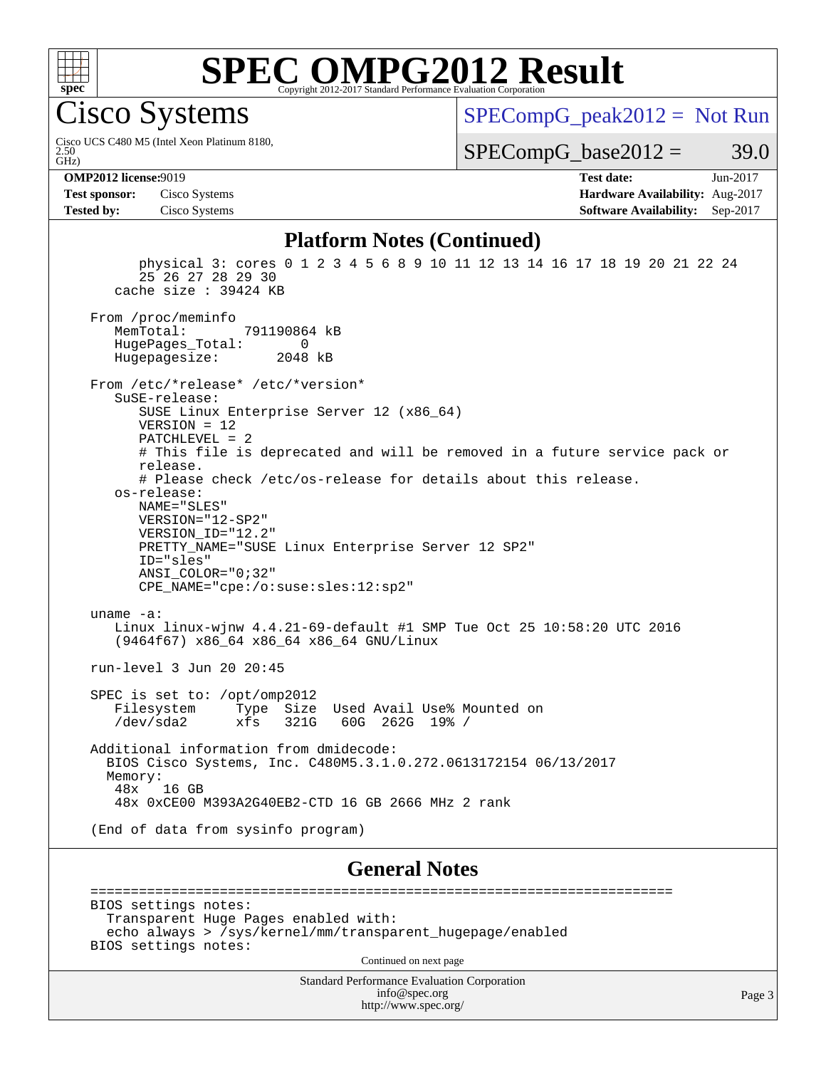# SPEC OMPG2012 Result

Copyright 2012-2017 Standard Performance Evaluation Corporation

## Cisco Systems

Cisco UCS C480 M5 (Intel Xeon Platinum 8180, 2.50 GHz)

SPECompG_peak2012 = Not Run

SPECompG_base2012 = 39.0

| | | | |
|---|---|---|---|
| **OMP2012 license:** | 9019 | **Test date:** | Jun-2017 |
| **Test sponsor:** | Cisco Systems | **Hardware Availability:** | Aug-2017 |
| **Tested by:** | Cisco Systems | **Software Availability:** | Sep-2017 |

### Platform Notes (Continued)

```
        physical 3: cores 0 1 2 3 4 5 6 8 9 10 11 12 13 14 16 17 18 19 20 21 22 24
        25 26 27 28 29 30
     cache size : 39424 KB

  From /proc/meminfo
     MemTotal:       791190864 kB
     HugePages_Total:       0
     Hugepagesize:       2048 kB

  From /etc/*release* /etc/*version*
     SuSE-release:
        SUSE Linux Enterprise Server 12 (x86_64)
        VERSION = 12
        PATCHLEVEL = 2
        # This file is deprecated and will be removed in a future service pack or
        release.
        # Please check /etc/os-release for details about this release.
     os-release:
        NAME="SLES"
        VERSION="12-SP2"
        VERSION_ID="12.2"
        PRETTY_NAME="SUSE Linux Enterprise Server 12 SP2"
        ID="sles"
        ANSI_COLOR="0;32"
        CPE_NAME="cpe:/o:suse:sles:12:sp2"

  uname -a:
     Linux linux-wjnw 4.4.21-69-default #1 SMP Tue Oct 25 10:58:20 UTC 2016
     (9464f67) x86_64 x86_64 x86_64 GNU/Linux

  run-level 3 Jun 20 20:45

  SPEC is set to: /opt/omp2012
     Filesystem     Type  Size  Used Avail Use% Mounted on
     /dev/sda2      xfs   321G   60G  262G  19% /

  Additional information from dmidecode:
    BIOS Cisco Systems, Inc. C480M5.3.1.0.272.0613172154 06/13/2017
    Memory:
     48x   16 GB
     48x 0xCE00 M393A2G40EB2-CTD 16 GB 2666 MHz 2 rank

  (End of data from sysinfo program)
```

### General Notes

```
  ========================================================================
  BIOS settings notes:
    Transparent Huge Pages enabled with:
    echo always > /sys/kernel/mm/transparent_hugepage/enabled
  BIOS settings notes:
```

Continued on next page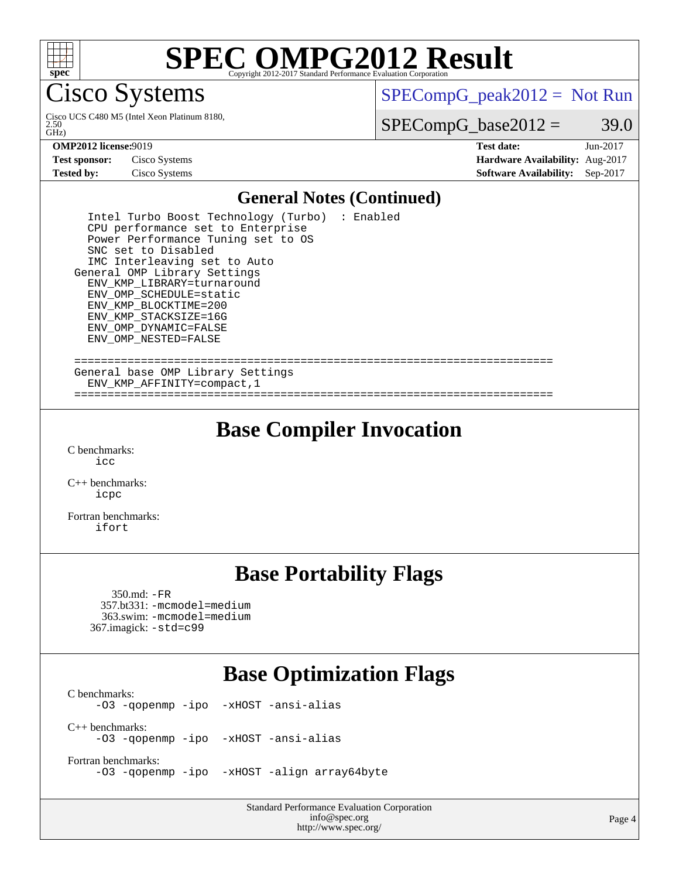# SPEC OMPG2012 Result

Copyright 2012-2017 Standard Performance Evaluation Corporation

## Cisco Systems

Cisco UCS C480 M5 (Intel Xeon Platinum 8180, 2.50 GHz)

SPECompG_peak2012 = Not Run

SPECompG_base2012 = 39.0

| | | | |
|---|---|---|---|
| **OMP2012 license:** | 9019 | **Test date:** | Jun-2017 |
| **Test sponsor:** | Cisco Systems | **Hardware Availability:** | Aug-2017 |
| **Tested by:** | Cisco Systems | **Software Availability:** | Sep-2017 |

## General Notes (Continued)

```
    Intel Turbo Boost Technology (Turbo)  : Enabled
    CPU performance set to Enterprise
    Power Performance Tuning set to OS
    SNC set to Disabled
    IMC Interleaving set to Auto
  General OMP Library Settings
    ENV_KMP_LIBRARY=turnaround
    ENV_OMP_SCHEDULE=static
    ENV_KMP_BLOCKTIME=200
    ENV_KMP_STACKSIZE=16G
    ENV_OMP_DYNAMIC=FALSE
    ENV_OMP_NESTED=FALSE

  ======================================================================
  General base OMP Library Settings
    ENV_KMP_AFFINITY=compact,1
  ======================================================================
```

## Base Compiler Invocation

C benchmarks:
 icc

C++ benchmarks:
 icpc

Fortran benchmarks:
 ifort

## Base Portability Flags

350.md: -FR
357.bt331: -mcmodel=medium
363.swim: -mcmodel=medium
367.imagick: -std=c99

## Base Optimization Flags

C benchmarks:
 -O3 -qopenmp -ipo -xHOST -ansi-alias

C++ benchmarks:
 -O3 -qopenmp -ipo -xHOST -ansi-alias

Fortran benchmarks:
 -O3 -qopenmp -ipo -xHOST -align array64byte

Standard Performance Evaluation Corporation
info@spec.org
http://www.spec.org/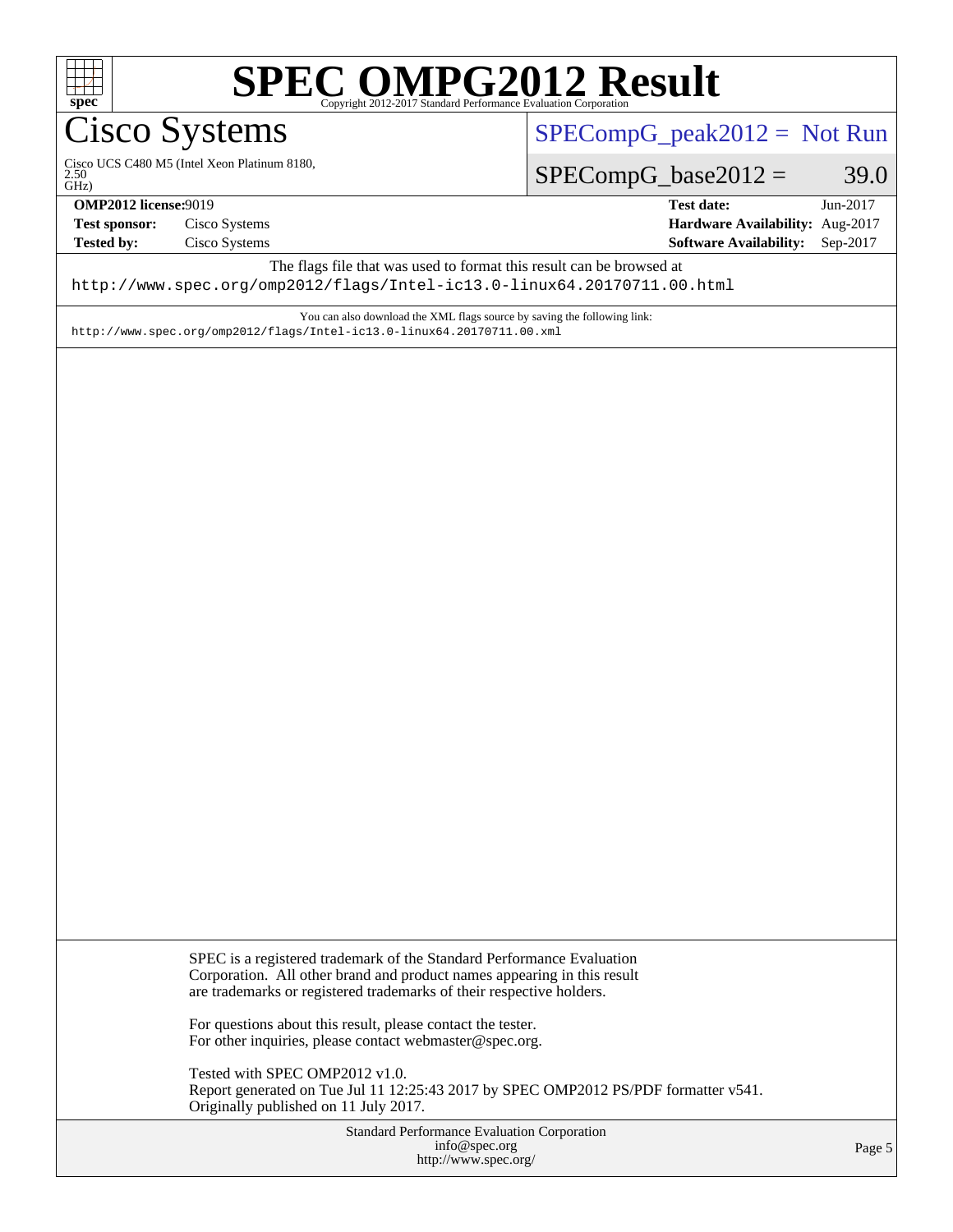# SPEC OMPG2012 Result

Copyright 2012-2017 Standard Performance Evaluation Corporation

## Cisco Systems

Cisco UCS C480 M5 (Intel Xeon Platinum 8180, 2.50 GHz)

SPECompG_peak2012 = Not Run

SPECompG_base2012 = 39.0

**OMP2012 license:** 9019
**Test sponsor:** Cisco Systems
**Tested by:** Cisco Systems

**Test date:** Jun-2017
**Hardware Availability:** Aug-2017
**Software Availability:** Sep-2017

The flags file that was used to format this result can be browsed at
http://www.spec.org/omp2012/flags/Intel-ic13.0-linux64.20170711.00.html

You can also download the XML flags source by saving the following link:
http://www.spec.org/omp2012/flags/Intel-ic13.0-linux64.20170711.00.xml

SPEC is a registered trademark of the Standard Performance Evaluation Corporation. All other brand and product names appearing in this result are trademarks or registered trademarks of their respective holders.

For questions about this result, please contact the tester.
For other inquiries, please contact webmaster@spec.org.

Tested with SPEC OMP2012 v1.0.
Report generated on Tue Jul 11 12:25:43 2017 by SPEC OMP2012 PS/PDF formatter v541.
Originally published on 11 July 2017.

Standard Performance Evaluation Corporation
info@spec.org
http://www.spec.org/